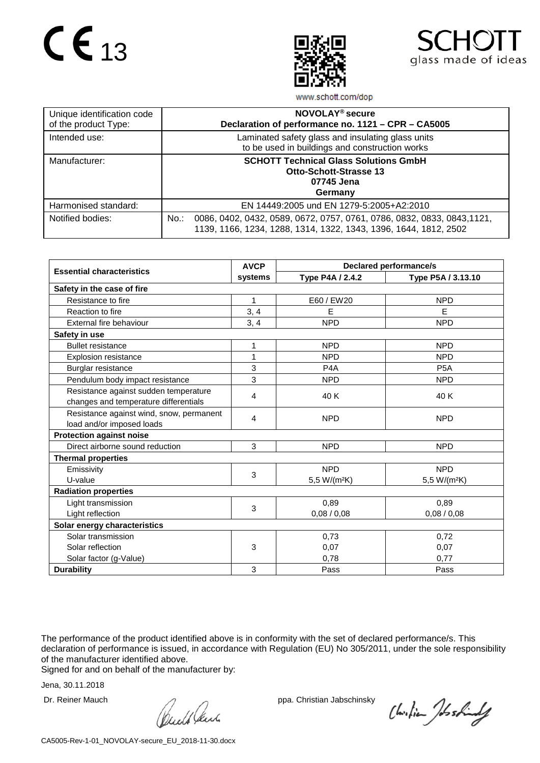CE 13

SCHOTT
glass made of ideas

www.schott.com/dop

| Unique identification code of the product Type: | **NOVOLAY® secure**<br>**Declaration of performance no. 1121 – CPR – CA5005** |
|---|---|
| Intended use: | Laminated safety glass and insulating glass units to be used in buildings and construction works |
| Manufacturer: | **SCHOTT Technical Glass Solutions GmbH**<br>**Otto-Schott-Strasse 13**<br>**07745 Jena**<br>**Germany** |
| Harmonised standard: | EN 14449:2005 und EN 1279-5:2005+A2:2010 |
| Notified bodies: | No.: 0086, 0402, 0432, 0589, 0672, 0757, 0761, 0786, 0832, 0833, 0843,1121, 1139, 1166, 1234, 1288, 1314, 1322, 1343, 1396, 1644, 1812, 2502 |

| **Essential characteristics** | **AVCP systems** | **Declared performance/s** | |
|---|---|---|---|
| | | **Type P4A / 2.4.2** | **Type P5A / 3.13.10** |
| **Safety in the case of fire** | | | |
| Resistance to fire | 1 | E60 / EW20 | NPD |
| Reaction to fire | 3, 4 | E | E |
| External fire behaviour | 3, 4 | NPD | NPD |
| **Safety in use** | | | |
| Bullet resistance | 1 | NPD | NPD |
| Explosion resistance | 1 | NPD | NPD |
| Burglar resistance | 3 | P4A | P5A |
| Pendulum body impact resistance | 3 | NPD | NPD |
| Resistance against sudden temperature changes and temperature differentials | 4 | 40 K | 40 K |
| Resistance against wind, snow, permanent load and/or imposed loads | 4 | NPD | NPD |
| **Protection against noise** | | | |
| Direct airborne sound reduction | 3 | NPD | NPD |
| **Thermal properties** | | | |
| Emissivity<br>U-value | 3 | NPD<br>5,5 W/(m²K) | NPD<br>5,5 W/(m²K) |
| **Radiation properties** | | | |
| Light transmission<br>Light reflection | 3 | 0,89<br>0,08 / 0,08 | 0,89<br>0,08 / 0,08 |
| **Solar energy characteristics** | | | |
| Solar transmission<br>Solar reflection<br>Solar factor (g-Value) | 3 | 0,73<br>0,07<br>0,78 | 0,72<br>0,07<br>0,77 |
| **Durability** | 3 | Pass | Pass |

The performance of the product identified above is in conformity with the set of declared performance/s. This declaration of performance is issued, in accordance with Regulation (EU) No 305/2011, under the sole responsibility of the manufacturer identified above.
Signed for and on behalf of the manufacturer by:

Jena, 30.11.2018

Dr. Reiner Mauch ppa. Christian Jabschinsky

CA5005-Rev-1-01_NOVOLAY-secure_EU_2018-11-30.docx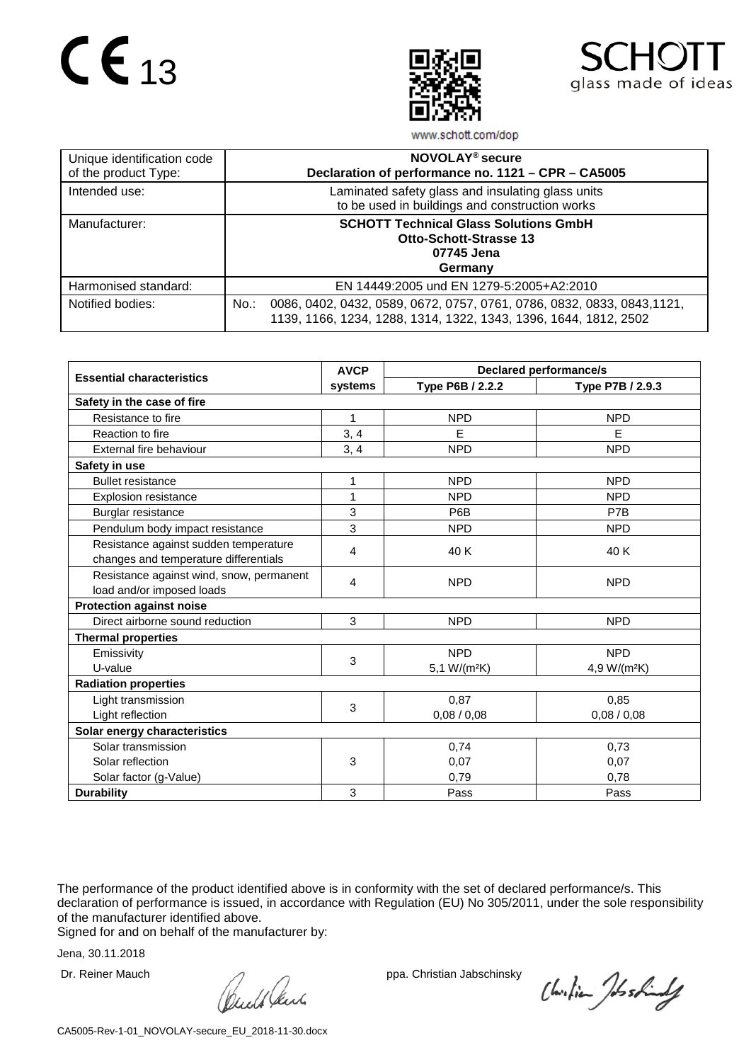CE 13

SCHOTT glass made of ideas

www.schott.com/dop

| Unique identification code of the product Type: | **NOVOLAY® secure**<br>**Declaration of performance no. 1121 – CPR – CA5005** |
|---|---|
| Intended use: | Laminated safety glass and insulating glass units to be used in buildings and construction works |
| Manufacturer: | **SCHOTT Technical Glass Solutions GmbH**<br>**Otto-Schott-Strasse 13**<br>**07745 Jena**<br>**Germany** |
| Harmonised standard: | EN 14449:2005 und EN 1279-5:2005+A2:2010 |
| Notified bodies: | No.: 0086, 0402, 0432, 0589, 0672, 0757, 0761, 0786, 0832, 0833, 0843,1121, 1139, 1166, 1234, 1288, 1314, 1322, 1343, 1396, 1644, 1812, 2502 |

| **Essential characteristics** | **AVCP systems** | **Declared performance/s** | |
|---|---|---|---|
| | | **Type P6B / 2.2.2** | **Type P7B / 2.9.3** |
| **Safety in the case of fire** | | | |
| Resistance to fire | 1 | NPD | NPD |
| Reaction to fire | 3, 4 | E | E |
| External fire behaviour | 3, 4 | NPD | NPD |
| **Safety in use** | | | |
| Bullet resistance | 1 | NPD | NPD |
| Explosion resistance | 1 | NPD | NPD |
| Burglar resistance | 3 | P6B | P7B |
| Pendulum body impact resistance | 3 | NPD | NPD |
| Resistance against sudden temperature changes and temperature differentials | 4 | 40 K | 40 K |
| Resistance against wind, snow, permanent load and/or imposed loads | 4 | NPD | NPD |
| **Protection against noise** | | | |
| Direct airborne sound reduction | 3 | NPD | NPD |
| **Thermal properties** | | | |
| Emissivity<br>U-value | 3 | NPD<br>5,1 W/(m²K) | NPD<br>4,9 W/(m²K) |
| **Radiation properties** | | | |
| Light transmission<br>Light reflection | 3 | 0,87<br>0,08 / 0,08 | 0,85<br>0,08 / 0,08 |
| **Solar energy characteristics** | | | |
| Solar transmission<br>Solar reflection<br>Solar factor (g-Value) | 3 | 0,74<br>0,07<br>0,79 | 0,73<br>0,07<br>0,78 |
| **Durability** | 3 | Pass | Pass |

The performance of the product identified above is in conformity with the set of declared performance/s. This declaration of performance is issued, in accordance with Regulation (EU) No 305/2011, under the sole responsibility of the manufacturer identified above.
Signed for and on behalf of the manufacturer by:

Jena, 30.11.2018

Dr. Reiner Mauch ppa. Christian Jabschinsky

CA5005-Rev-1-01_NOVOLAY-secure_EU_2018-11-30.docx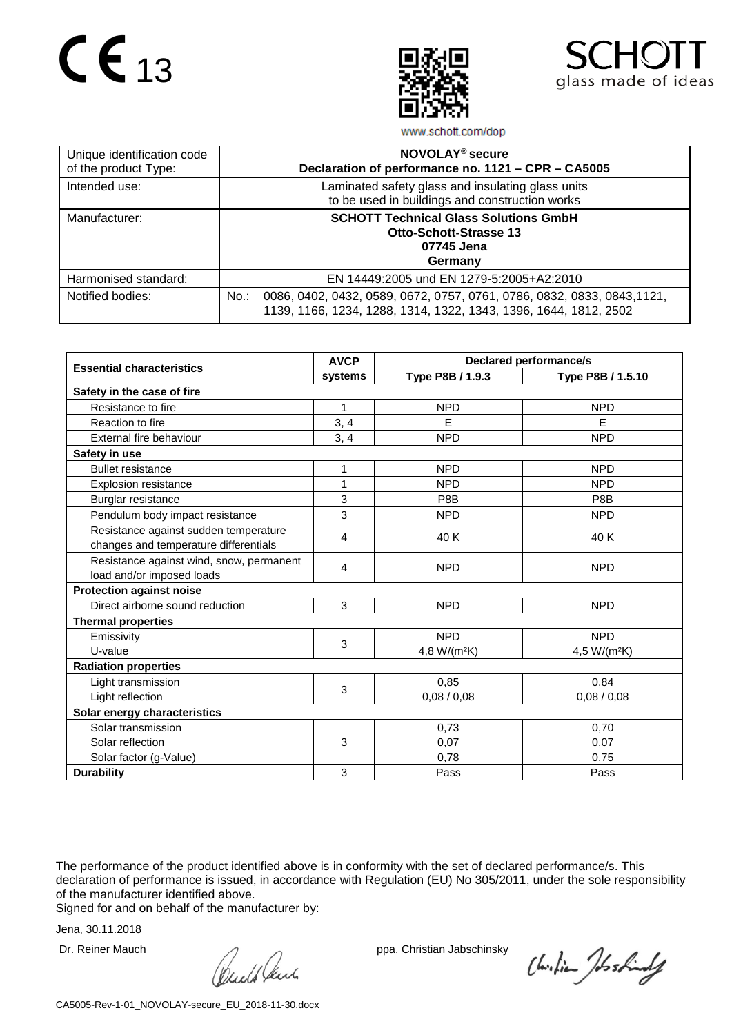CE 13

SCHOTT
glass made of ideas

www.schott.com/dop

| Unique identification code of the product Type: | **NOVOLAY® secure** **Declaration of performance no. 1121 – CPR – CA5005** |
|---|---|
| Intended use: | Laminated safety glass and insulating glass units to be used in buildings and construction works |
| Manufacturer: | **SCHOTT Technical Glass Solutions GmbH** **Otto-Schott-Strasse 13** **07745 Jena** **Germany** |
| Harmonised standard: | EN 14449:2005 und EN 1279-5:2005+A2:2010 |
| Notified bodies: | No.: 0086, 0402, 0432, 0589, 0672, 0757, 0761, 0786, 0832, 0833, 0843,1121, 1139, 1166, 1234, 1288, 1314, 1322, 1343, 1396, 1644, 1812, 2502 |

| **Essential characteristics** | **AVCP systems** | **Declared performance/s** | |
|---|---|---|---|
| | | **Type P8B / 1.9.3** | **Type P8B / 1.5.10** |
| **Safety in the case of fire** | | | |
| Resistance to fire | 1 | NPD | NPD |
| Reaction to fire | 3, 4 | E | E |
| External fire behaviour | 3, 4 | NPD | NPD |
| **Safety in use** | | | |
| Bullet resistance | 1 | NPD | NPD |
| Explosion resistance | 1 | NPD | NPD |
| Burglar resistance | 3 | P8B | P8B |
| Pendulum body impact resistance | 3 | NPD | NPD |
| Resistance against sudden temperature changes and temperature differentials | 4 | 40 K | 40 K |
| Resistance against wind, snow, permanent load and/or imposed loads | 4 | NPD | NPD |
| **Protection against noise** | | | |
| Direct airborne sound reduction | 3 | NPD | NPD |
| **Thermal properties** | | | |
| Emissivity<br>U-value | 3 | NPD<br>4,8 W/(m²K) | NPD<br>4,5 W/(m²K) |
| **Radiation properties** | | | |
| Light transmission<br>Light reflection | 3 | 0,85<br>0,08 / 0,08 | 0,84<br>0,08 / 0,08 |
| **Solar energy characteristics** | | | |
| Solar transmission<br>Solar reflection<br>Solar factor (g-Value) | 3 | 0,73<br>0,07<br>0,78 | 0,70<br>0,07<br>0,75 |
| **Durability** | 3 | Pass | Pass |

The performance of the product identified above is in conformity with the set of declared performance/s. This declaration of performance is issued, in accordance with Regulation (EU) No 305/2011, under the sole responsibility of the manufacturer identified above.
Signed for and on behalf of the manufacturer by:

Jena, 30.11.2018

Dr. Reiner Mauch ppa. Christian Jabschinsky

CA5005-Rev-1-01_NOVOLAY-secure_EU_2018-11-30.docx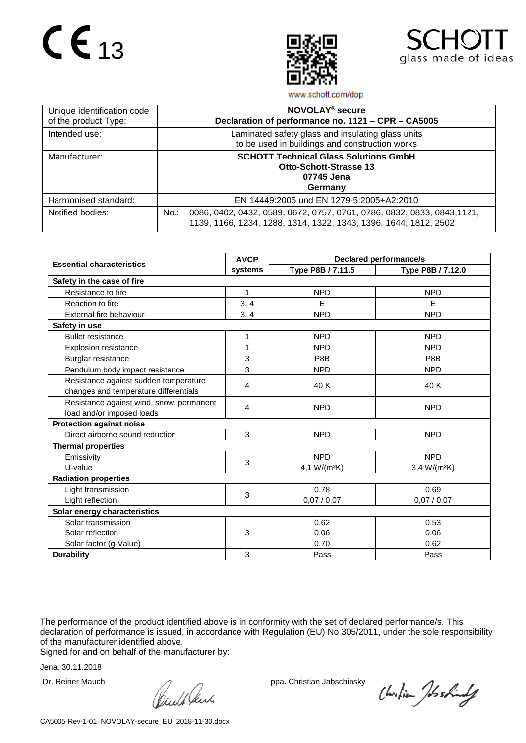CE 13

SCHOTT glass made of ideas

www.schott.com/dop

| Unique identification code of the product Type: | **NOVOLAY® secure** **Declaration of performance no. 1121 – CPR – CA5005** |
|---|---|
| Intended use: | Laminated safety glass and insulating glass units to be used in buildings and construction works |
| Manufacturer: | **SCHOTT Technical Glass Solutions GmbH** **Otto-Schott-Strasse 13** **07745 Jena** **Germany** |
| Harmonised standard: | EN 14449:2005 und EN 1279-5:2005+A2:2010 |
| Notified bodies: | No.: 0086, 0402, 0432, 0589, 0672, 0757, 0761, 0786, 0832, 0833, 0843,1121, 1139, 1166, 1234, 1288, 1314, 1322, 1343, 1396, 1644, 1812, 2502 |

| **Essential characteristics** | **AVCP systems** | **Declared performance/s** | |
|---|---|---|---|
| | | **Type P8B / 7.11.5** | **Type P8B / 7.12.0** |
| **Safety in the case of fire** | | | |
| Resistance to fire | 1 | NPD | NPD |
| Reaction to fire | 3, 4 | E | E |
| External fire behaviour | 3, 4 | NPD | NPD |
| **Safety in use** | | | |
| Bullet resistance | 1 | NPD | NPD |
| Explosion resistance | 1 | NPD | NPD |
| Burglar resistance | 3 | P8B | P8B |
| Pendulum body impact resistance | 3 | NPD | NPD |
| Resistance against sudden temperature changes and temperature differentials | 4 | 40 K | 40 K |
| Resistance against wind, snow, permanent load and/or imposed loads | 4 | NPD | NPD |
| **Protection against noise** | | | |
| Direct airborne sound reduction | 3 | NPD | NPD |
| **Thermal properties** | | | |
| Emissivity<br>U-value | 3 | NPD<br>4,1 W/(m²K) | NPD<br>3,4 W/(m²K) |
| **Radiation properties** | | | |
| Light transmission<br>Light reflection | 3 | 0,78<br>0,07 / 0,07 | 0,69<br>0,07 / 0,07 |
| **Solar energy characteristics** | | | |
| Solar transmission<br>Solar reflection<br>Solar factor (g-Value) | 3 | 0,62<br>0,06<br>0,70 | 0,53<br>0,06<br>0,62 |
| **Durability** | 3 | Pass | Pass |

The performance of the product identified above is in conformity with the set of declared performance/s. This declaration of performance is issued, in accordance with Regulation (EU) No 305/2011, under the sole responsibility of the manufacturer identified above.

Signed for and on behalf of the manufacturer by:

Jena, 30.11.2018

Dr. Reiner Mauch ppa. Christian Jabschinsky

CA5005-Rev-1-01_NOVOLAY-secure_EU_2018-11-30.docx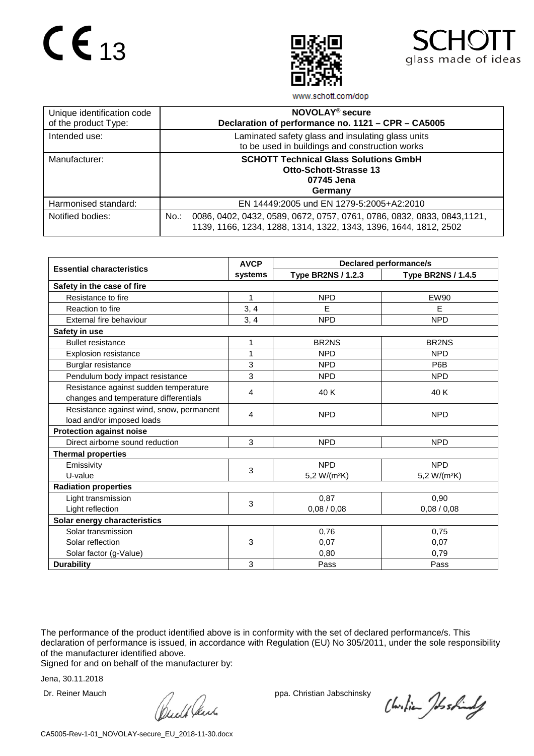CE 13

SCHOTT glass made of ideas

www.schott.com/dop

| Unique identification code of the product Type: | **NOVOLAY® secure**<br>**Declaration of performance no. 1121 – CPR – CA5005** |
|---|---|
| Intended use: | Laminated safety glass and insulating glass units to be used in buildings and construction works |
| Manufacturer: | **SCHOTT Technical Glass Solutions GmbH**<br>**Otto-Schott-Strasse 13**<br>**07745 Jena**<br>**Germany** |
| Harmonised standard: | EN 14449:2005 und EN 1279-5:2005+A2:2010 |
| Notified bodies: | No.: 0086, 0402, 0432, 0589, 0672, 0757, 0761, 0786, 0832, 0833, 0843,1121, 1139, 1166, 1234, 1288, 1314, 1322, 1343, 1396, 1644, 1812, 2502 |

| **Essential characteristics** | **AVCP systems** | **Declared performance/s** | |
|---|---|---|---|
| | | **Type BR2NS / 1.2.3** | **Type BR2NS / 1.4.5** |
| **Safety in the case of fire** | | | |
| Resistance to fire | 1 | NPD | EW90 |
| Reaction to fire | 3, 4 | E | E |
| External fire behaviour | 3, 4 | NPD | NPD |
| **Safety in use** | | | |
| Bullet resistance | 1 | BR2NS | BR2NS |
| Explosion resistance | 1 | NPD | NPD |
| Burglar resistance | 3 | NPD | P6B |
| Pendulum body impact resistance | 3 | NPD | NPD |
| Resistance against sudden temperature changes and temperature differentials | 4 | 40 K | 40 K |
| Resistance against wind, snow, permanent load and/or imposed loads | 4 | NPD | NPD |
| **Protection against noise** | | | |
| Direct airborne sound reduction | 3 | NPD | NPD |
| **Thermal properties** | | | |
| Emissivity<br>U-value | 3 | NPD<br>5,2 W/(m²K) | NPD<br>5,2 W/(m²K) |
| **Radiation properties** | | | |
| Light transmission<br>Light reflection | 3 | 0,87<br>0,08 / 0,08 | 0,90<br>0,08 / 0,08 |
| **Solar energy characteristics** | | | |
| Solar transmission<br>Solar reflection<br>Solar factor (g-Value) | 3 | 0,76<br>0,07<br>0,80 | 0,75<br>0,07<br>0,79 |
| **Durability** | 3 | Pass | Pass |

The performance of the product identified above is in conformity with the set of declared performance/s. This declaration of performance is issued, in accordance with Regulation (EU) No 305/2011, under the sole responsibility of the manufacturer identified above.
Signed for and on behalf of the manufacturer by:

Jena, 30.11.2018

Dr. Reiner Mauch ppa. Christian Jabschinsky

CA5005-Rev-1-01_NOVOLAY-secure_EU_2018-11-30.docx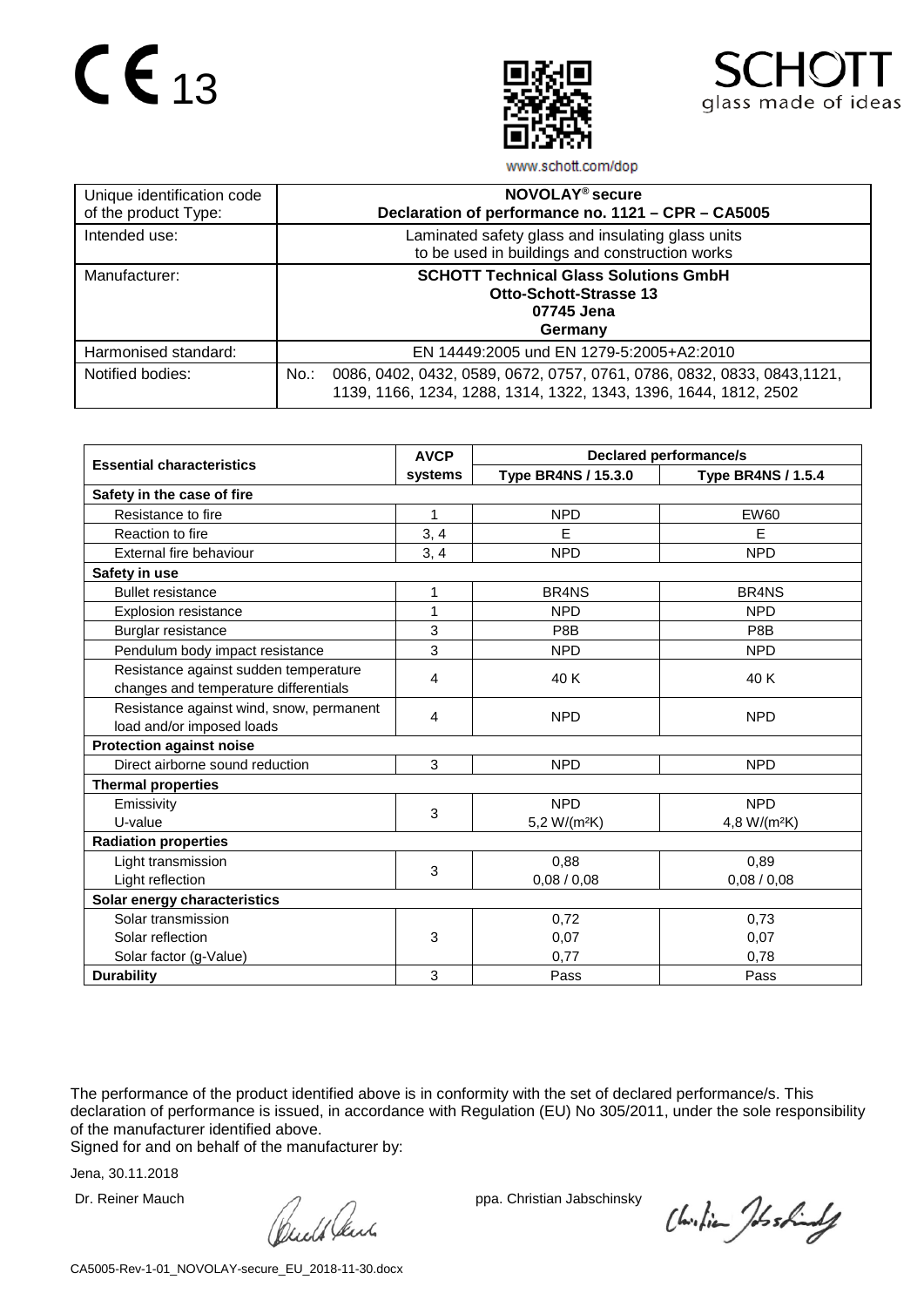CE 13

SCHOTT glass made of ideas

www.schott.com/dop

| Unique identification code of the product Type: | **NOVOLAY® secure** **Declaration of performance no. 1121 – CPR – CA5005** |
|---|---|
| Intended use: | Laminated safety glass and insulating glass units to be used in buildings and construction works |
| Manufacturer: | **SCHOTT Technical Glass Solutions GmbH** **Otto-Schott-Strasse 13** **07745 Jena** **Germany** |
| Harmonised standard: | EN 14449:2005 und EN 1279-5:2005+A2:2010 |
| Notified bodies: | No.: 0086, 0402, 0432, 0589, 0672, 0757, 0761, 0786, 0832, 0833, 0843,1121, 1139, 1166, 1234, 1288, 1314, 1322, 1343, 1396, 1644, 1812, 2502 |

| **Essential characteristics** | **AVCP systems** | **Declared performance/s** | |
|---|---|---|---|
| | | **Type BR4NS / 15.3.0** | **Type BR4NS / 1.5.4** |
| **Safety in the case of fire** | | | |
| Resistance to fire | 1 | NPD | EW60 |
| Reaction to fire | 3, 4 | E | E |
| External fire behaviour | 3, 4 | NPD | NPD |
| **Safety in use** | | | |
| Bullet resistance | 1 | BR4NS | BR4NS |
| Explosion resistance | 1 | NPD | NPD |
| Burglar resistance | 3 | P8B | P8B |
| Pendulum body impact resistance | 3 | NPD | NPD |
| Resistance against sudden temperature changes and temperature differentials | 4 | 40 K | 40 K |
| Resistance against wind, snow, permanent load and/or imposed loads | 4 | NPD | NPD |
| **Protection against noise** | | | |
| Direct airborne sound reduction | 3 | NPD | NPD |
| **Thermal properties** | | | |
| Emissivity | 3 | NPD | NPD |
| U-value | | 5,2 W/(m²K) | 4,8 W/(m²K) |
| **Radiation properties** | | | |
| Light transmission | 3 | 0,88 | 0,89 |
| Light reflection | | 0,08 / 0,08 | 0,08 / 0,08 |
| **Solar energy characteristics** | | | |
| Solar transmission | 3 | 0,72 | 0,73 |
| Solar reflection | | 0,07 | 0,07 |
| Solar factor (g-Value) | | 0,77 | 0,78 |
| **Durability** | 3 | Pass | Pass |

The performance of the product identified above is in conformity with the set of declared performance/s. This declaration of performance is issued, in accordance with Regulation (EU) No 305/2011, under the sole responsibility of the manufacturer identified above.
Signed for and on behalf of the manufacturer by:

Jena, 30.11.2018

Dr. Reiner Mauch ppa. Christian Jabschinsky

CA5005-Rev-1-01_NOVOLAY-secure_EU_2018-11-30.docx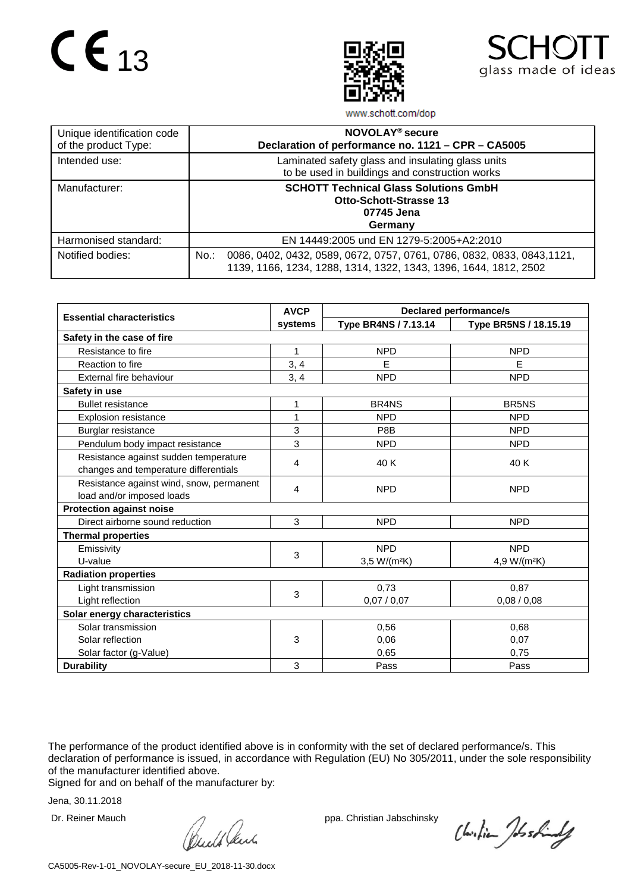CE 13

SCHOTT glass made of ideas

www.schott.com/dop

| Unique identification code of the product Type: | **NOVOLAY® secure**<br>**Declaration of performance no. 1121 – CPR – CA5005** |
|---|---|
| Intended use: | Laminated safety glass and insulating glass units to be used in buildings and construction works |
| Manufacturer: | **SCHOTT Technical Glass Solutions GmbH**<br>**Otto-Schott-Strasse 13**<br>**07745 Jena**<br>**Germany** |
| Harmonised standard: | EN 14449:2005 und EN 1279-5:2005+A2:2010 |
| Notified bodies: | No.: 0086, 0402, 0432, 0589, 0672, 0757, 0761, 0786, 0832, 0833, 0843,1121, 1139, 1166, 1234, 1288, 1314, 1322, 1343, 1396, 1644, 1812, 2502 |

| **Essential characteristics** | **AVCP systems** | **Declared performance/s** | |
|---|---|---|---|
| | | **Type BR4NS / 7.13.14** | **Type BR5NS / 18.15.19** |
| **Safety in the case of fire** | | | |
| Resistance to fire | 1 | NPD | NPD |
| Reaction to fire | 3, 4 | E | E |
| External fire behaviour | 3, 4 | NPD | NPD |
| **Safety in use** | | | |
| Bullet resistance | 1 | BR4NS | BR5NS |
| Explosion resistance | 1 | NPD | NPD |
| Burglar resistance | 3 | P8B | NPD |
| Pendulum body impact resistance | 3 | NPD | NPD |
| Resistance against sudden temperature changes and temperature differentials | 4 | 40 K | 40 K |
| Resistance against wind, snow, permanent load and/or imposed loads | 4 | NPD | NPD |
| **Protection against noise** | | | |
| Direct airborne sound reduction | 3 | NPD | NPD |
| **Thermal properties** | | | |
| Emissivity<br>U-value | 3 | NPD<br>3,5 W/(m²K) | NPD<br>4,9 W/(m²K) |
| **Radiation properties** | | | |
| Light transmission<br>Light reflection | 3 | 0,73<br>0,07 / 0,07 | 0,87<br>0,08 / 0,08 |
| **Solar energy characteristics** | | | |
| Solar transmission<br>Solar reflection<br>Solar factor (g-Value) | 3 | 0,56<br>0,06<br>0,65 | 0,68<br>0,07<br>0,75 |
| **Durability** | 3 | Pass | Pass |

The performance of the product identified above is in conformity with the set of declared performance/s. This declaration of performance is issued, in accordance with Regulation (EU) No 305/2011, under the sole responsibility of the manufacturer identified above.
Signed for and on behalf of the manufacturer by:

Jena, 30.11.2018

Dr. Reiner Mauch ppa. Christian Jabschinsky

CA5005-Rev-1-01_NOVOLAY-secure_EU_2018-11-30.docx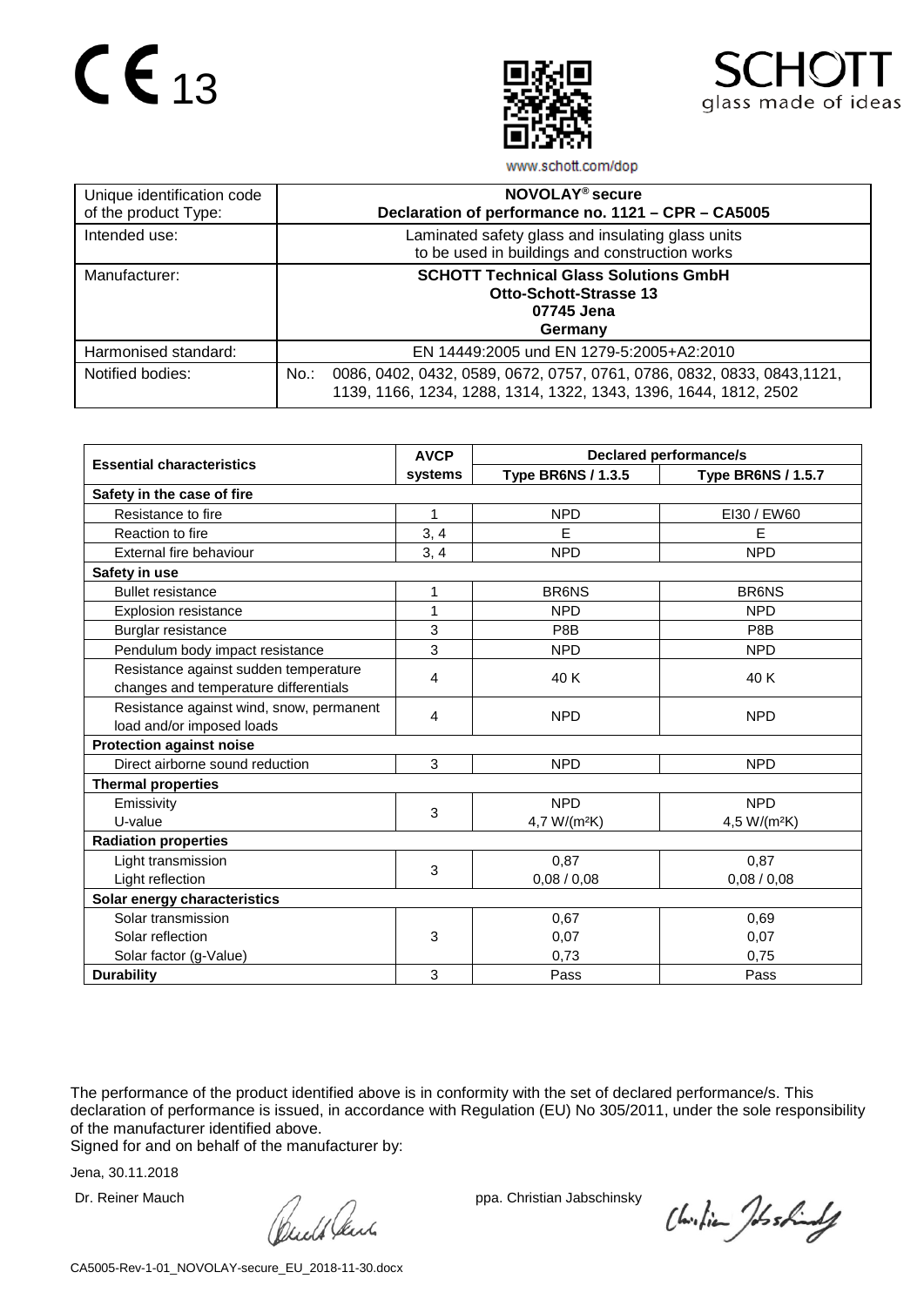CE 13

SCHOTT
glass made of ideas

www.schott.com/dop

| Unique identification code of the product Type: | **NOVOLAY® secure** **Declaration of performance no. 1121 – CPR – CA5005** |
|---|---|
| Intended use: | Laminated safety glass and insulating glass units to be used in buildings and construction works |
| Manufacturer: | **SCHOTT Technical Glass Solutions GmbH** **Otto-Schott-Strasse 13** **07745 Jena** **Germany** |
| Harmonised standard: | EN 14449:2005 und EN 1279-5:2005+A2:2010 |
| Notified bodies: | No.: 0086, 0402, 0432, 0589, 0672, 0757, 0761, 0786, 0832, 0833, 0843,1121, 1139, 1166, 1234, 1288, 1314, 1322, 1343, 1396, 1644, 1812, 2502 |

| **Essential characteristics** | **AVCP systems** | **Declared performance/s** | |
|---|---|---|---|
| | | **Type BR6NS / 1.3.5** | **Type BR6NS / 1.5.7** |
| **Safety in the case of fire** | | | |
| Resistance to fire | 1 | NPD | EI30 / EW60 |
| Reaction to fire | 3, 4 | E | E |
| External fire behaviour | 3, 4 | NPD | NPD |
| **Safety in use** | | | |
| Bullet resistance | 1 | BR6NS | BR6NS |
| Explosion resistance | 1 | NPD | NPD |
| Burglar resistance | 3 | P8B | P8B |
| Pendulum body impact resistance | 3 | NPD | NPD |
| Resistance against sudden temperature changes and temperature differentials | 4 | 40 K | 40 K |
| Resistance against wind, snow, permanent load and/or imposed loads | 4 | NPD | NPD |
| **Protection against noise** | | | |
| Direct airborne sound reduction | 3 | NPD | NPD |
| **Thermal properties** | | | |
| Emissivity | 3 | NPD | NPD |
| U-value | | 4,7 W/(m²K) | 4,5 W/(m²K) |
| **Radiation properties** | | | |
| Light transmission | 3 | 0,87 | 0,87 |
| Light reflection | | 0,08 / 0,08 | 0,08 / 0,08 |
| **Solar energy characteristics** | | | |
| Solar transmission | 3 | 0,67 | 0,69 |
| Solar reflection | | 0,07 | 0,07 |
| Solar factor (g-Value) | | 0,73 | 0,75 |
| **Durability** | 3 | Pass | Pass |

The performance of the product identified above is in conformity with the set of declared performance/s. This declaration of performance is issued, in accordance with Regulation (EU) No 305/2011, under the sole responsibility of the manufacturer identified above.

Signed for and on behalf of the manufacturer by:

Jena, 30.11.2018

Dr. Reiner Mauch ppa. Christian Jabschinsky

CA5005-Rev-1-01_NOVOLAY-secure_EU_2018-11-30.docx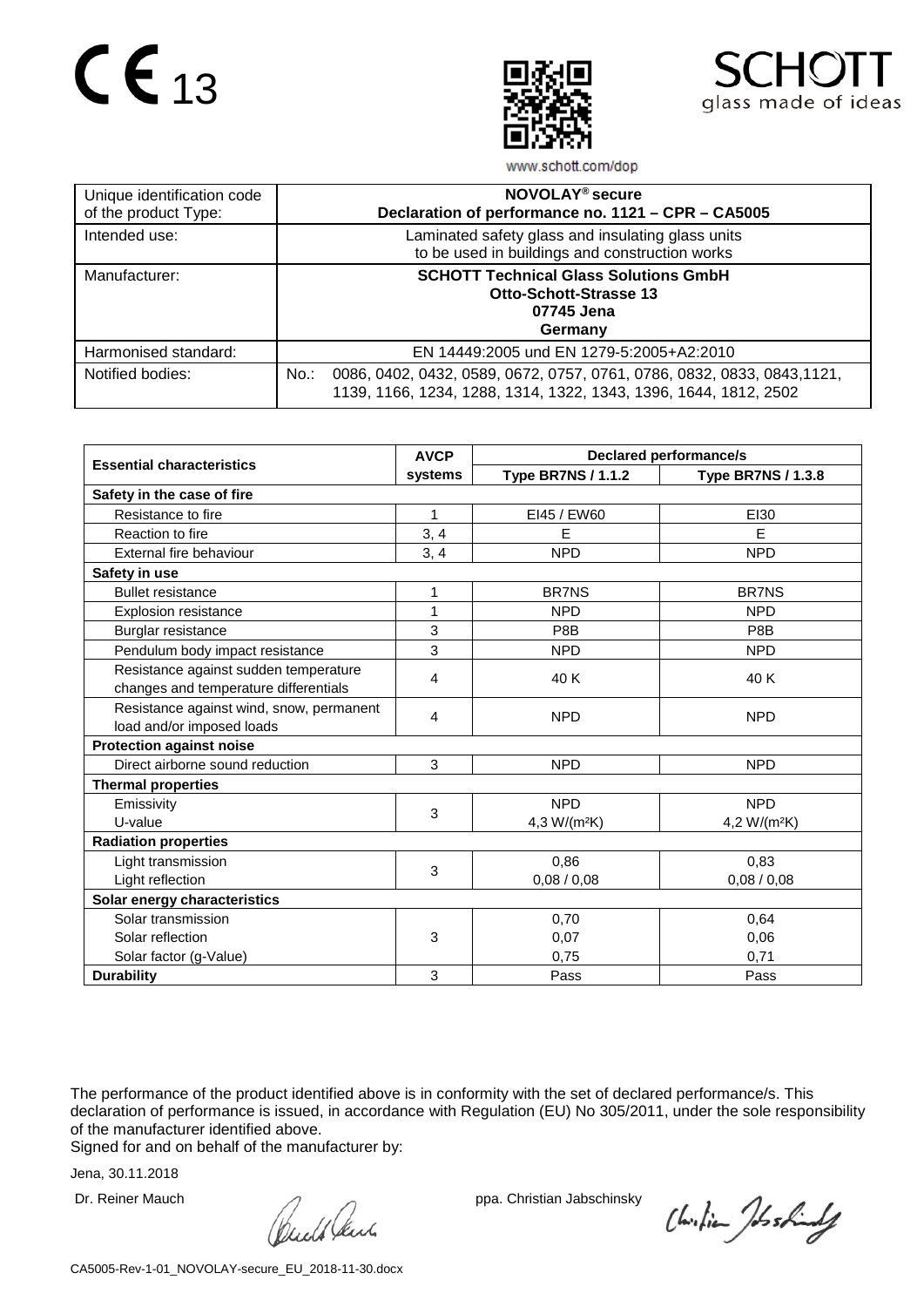CE 13

SCHOTT glass made of ideas

www.schott.com/dop

| Unique identification code of the product Type: | **NOVOLAY® secure** **Declaration of performance no. 1121 – CPR – CA5005** |
|---|---|
| Intended use: | Laminated safety glass and insulating glass units to be used in buildings and construction works |
| Manufacturer: | **SCHOTT Technical Glass Solutions GmbH** **Otto-Schott-Strasse 13** **07745 Jena** **Germany** |
| Harmonised standard: | EN 14449:2005 und EN 1279-5:2005+A2:2010 |
| Notified bodies: | No.: 0086, 0402, 0432, 0589, 0672, 0757, 0761, 0786, 0832, 0833, 0843,1121, 1139, 1166, 1234, 1288, 1314, 1322, 1343, 1396, 1644, 1812, 2502 |

| **Essential characteristics** | **AVCP systems** | **Declared performance/s** | |
|---|---|---|---|
| | | **Type BR7NS / 1.1.2** | **Type BR7NS / 1.3.8** |
| **Safety in the case of fire** | | | |
| Resistance to fire | 1 | EI45 / EW60 | EI30 |
| Reaction to fire | 3, 4 | E | E |
| External fire behaviour | 3, 4 | NPD | NPD |
| **Safety in use** | | | |
| Bullet resistance | 1 | BR7NS | BR7NS |
| Explosion resistance | 1 | NPD | NPD |
| Burglar resistance | 3 | P8B | P8B |
| Pendulum body impact resistance | 3 | NPD | NPD |
| Resistance against sudden temperature changes and temperature differentials | 4 | 40 K | 40 K |
| Resistance against wind, snow, permanent load and/or imposed loads | 4 | NPD | NPD |
| **Protection against noise** | | | |
| Direct airborne sound reduction | 3 | NPD | NPD |
| **Thermal properties** | | | |
| Emissivity<br>U-value | 3 | NPD<br>4,3 W/(m²K) | NPD<br>4,2 W/(m²K) |
| **Radiation properties** | | | |
| Light transmission<br>Light reflection | 3 | 0,86<br>0,08 / 0,08 | 0,83<br>0,08 / 0,08 |
| **Solar energy characteristics** | | | |
| Solar transmission<br>Solar reflection<br>Solar factor (g-Value) | 3 | 0,70<br>0,07<br>0,75 | 0,64<br>0,06<br>0,71 |
| **Durability** | 3 | Pass | Pass |

The performance of the product identified above is in conformity with the set of declared performance/s. This declaration of performance is issued, in accordance with Regulation (EU) No 305/2011, under the sole responsibility of the manufacturer identified above.
Signed for and on behalf of the manufacturer by:

Jena, 30.11.2018

Dr. Reiner Mauch ppa. Christian Jabschinsky

CA5005-Rev-1-01_NOVOLAY-secure_EU_2018-11-30.docx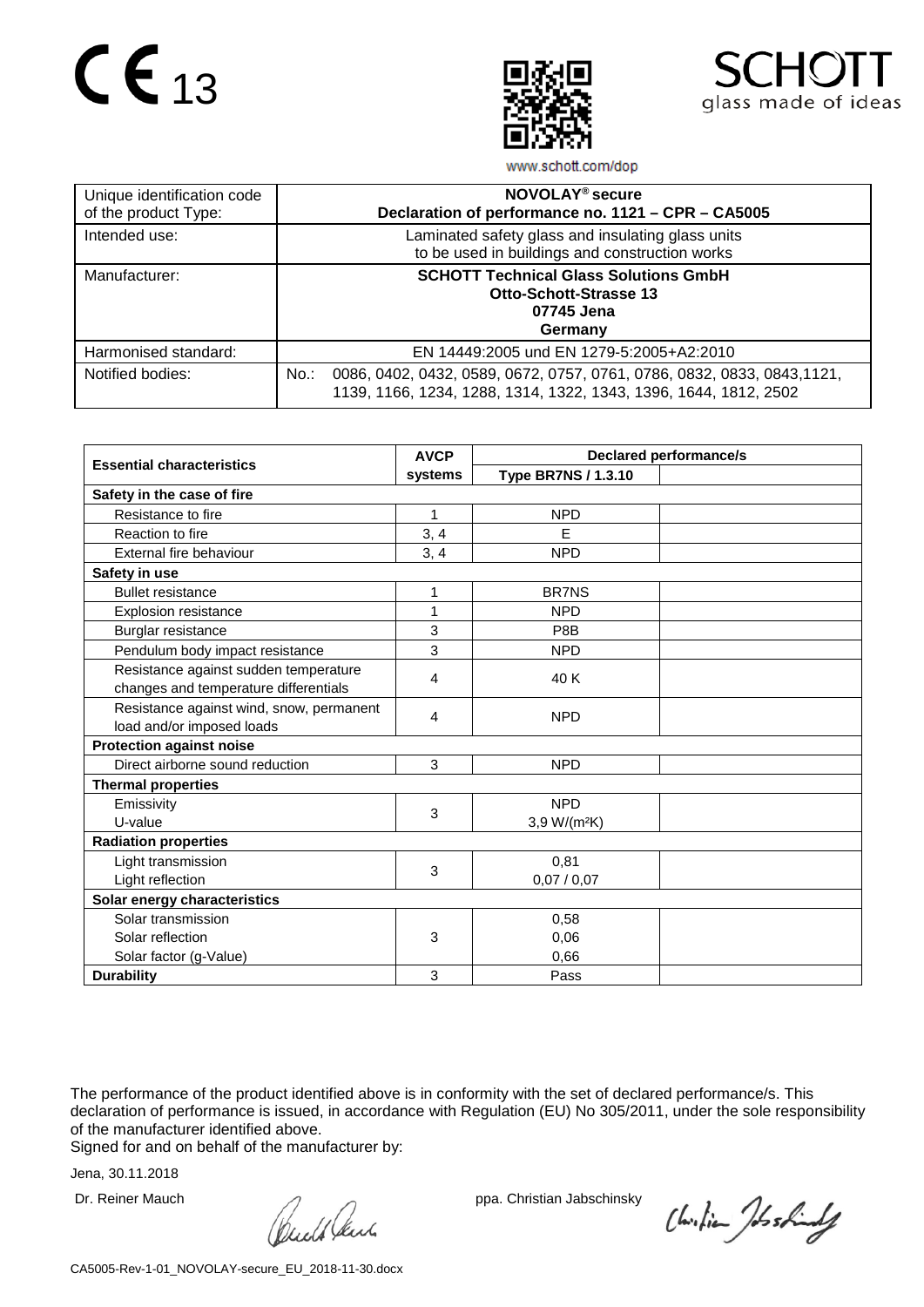CE 13

SCHOTT
glass made of ideas

www.schott.com/dop

| Unique identification code of the product Type: | **NOVOLAY® secure**<br>**Declaration of performance no. 1121 – CPR – CA5005** |
|---|---|
| Intended use: | Laminated safety glass and insulating glass units to be used in buildings and construction works |
| Manufacturer: | **SCHOTT Technical Glass Solutions GmbH**<br>**Otto-Schott-Strasse 13**<br>**07745 Jena**<br>**Germany** |
| Harmonised standard: | EN 14449:2005 und EN 1279-5:2005+A2:2010 |
| Notified bodies: | No.: 0086, 0402, 0432, 0589, 0672, 0757, 0761, 0786, 0832, 0833, 0843,1121, 1139, 1166, 1234, 1288, 1314, 1322, 1343, 1396, 1644, 1812, 2502 |

| **Essential characteristics** | **AVCP systems** | **Declared performance/s** | |
|---|---|---|---|
| | | **Type BR7NS / 1.3.10** | |
| **Safety in the case of fire** | | | |
| Resistance to fire | 1 | NPD | |
| Reaction to fire | 3, 4 | E | |
| External fire behaviour | 3, 4 | NPD | |
| **Safety in use** | | | |
| Bullet resistance | 1 | BR7NS | |
| Explosion resistance | 1 | NPD | |
| Burglar resistance | 3 | P8B | |
| Pendulum body impact resistance | 3 | NPD | |
| Resistance against sudden temperature changes and temperature differentials | 4 | 40 K | |
| Resistance against wind, snow, permanent load and/or imposed loads | 4 | NPD | |
| **Protection against noise** | | | |
| Direct airborne sound reduction | 3 | NPD | |
| **Thermal properties** | | | |
| Emissivity<br>U-value | 3 | NPD<br>3,9 W/(m²K) | |
| **Radiation properties** | | | |
| Light transmission<br>Light reflection | 3 | 0,81<br>0,07 / 0,07 | |
| **Solar energy characteristics** | | | |
| Solar transmission<br>Solar reflection<br>Solar factor (g-Value) | 3 | 0,58<br>0,06<br>0,66 | |
| **Durability** | 3 | Pass | |

The performance of the product identified above is in conformity with the set of declared performance/s. This declaration of performance is issued, in accordance with Regulation (EU) No 305/2011, under the sole responsibility of the manufacturer identified above.
Signed for and on behalf of the manufacturer by:

Jena, 30.11.2018

Dr. Reiner Mauch ppa. Christian Jabschinsky

CA5005-Rev-1-01_NOVOLAY-secure_EU_2018-11-30.docx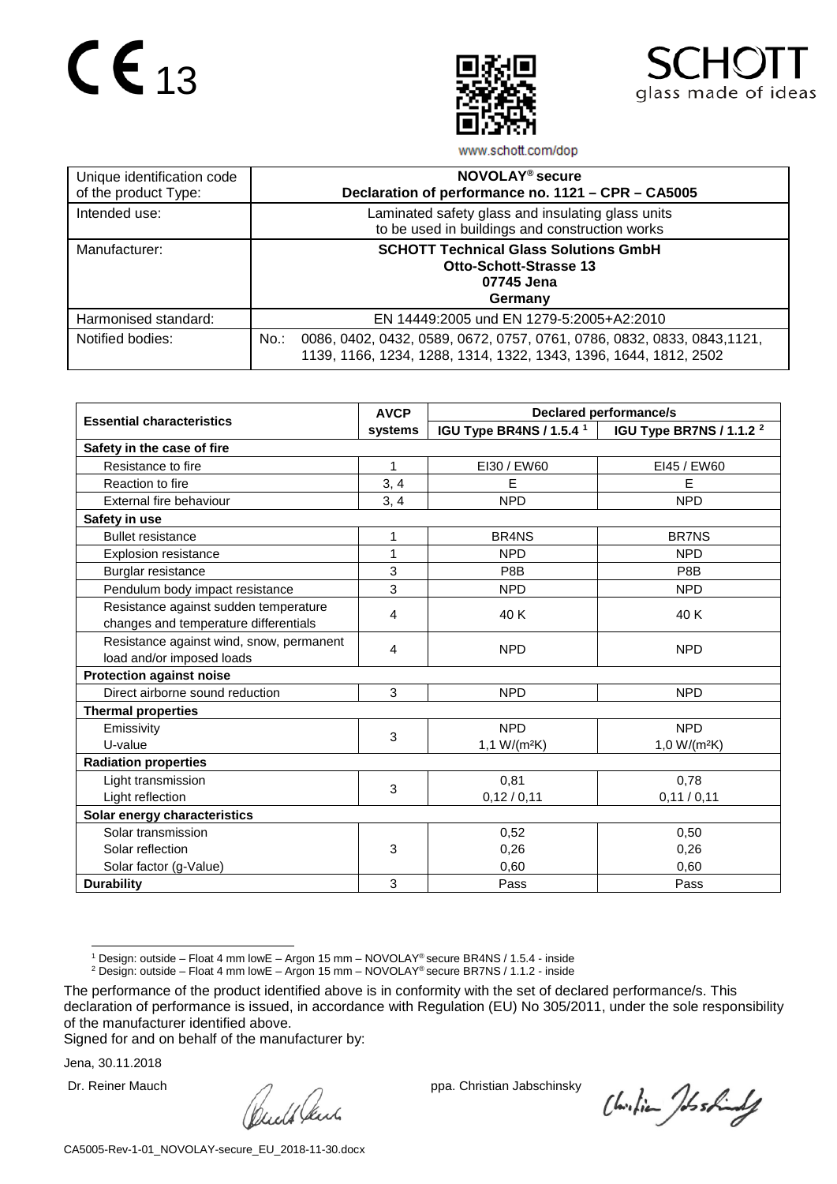CE 13

SCHOTT
glass made of ideas

www.schott.com/dop

| Unique identification code of the product Type: | **NOVOLAY® secure**<br>**Declaration of performance no. 1121 – CPR – CA5005** |
|---|---|
| Intended use: | Laminated safety glass and insulating glass units to be used in buildings and construction works |
| Manufacturer: | **SCHOTT Technical Glass Solutions GmbH**<br>**Otto-Schott-Strasse 13**<br>**07745 Jena**<br>**Germany** |
| Harmonised standard: | EN 14449:2005 und EN 1279-5:2005+A2:2010 |
| Notified bodies: | No.: 0086, 0402, 0432, 0589, 0672, 0757, 0761, 0786, 0832, 0833, 0843,1121, 1139, 1166, 1234, 1288, 1314, 1322, 1343, 1396, 1644, 1812, 2502 |

| **Essential characteristics** | **AVCP systems** | **Declared performance/s** | |
|---|---|---|---|
| | | **IGU Type BR4NS / 1.5.4 [1]** | **IGU Type BR7NS / 1.1.2 [2]** |
| **Safety in the case of fire** | | | |
| Resistance to fire | 1 | EI30 / EW60 | EI45 / EW60 |
| Reaction to fire | 3, 4 | E | E |
| External fire behaviour | 3, 4 | NPD | NPD |
| **Safety in use** | | | |
| Bullet resistance | 1 | BR4NS | BR7NS |
| Explosion resistance | 1 | NPD | NPD |
| Burglar resistance | 3 | P8B | P8B |
| Pendulum body impact resistance | 3 | NPD | NPD |
| Resistance against sudden temperature changes and temperature differentials | 4 | 40 K | 40 K |
| Resistance against wind, snow, permanent load and/or imposed loads | 4 | NPD | NPD |
| **Protection against noise** | | | |
| Direct airborne sound reduction | 3 | NPD | NPD |
| **Thermal properties** | | | |
| Emissivity<br>U-value | 3 | NPD<br>1,1 W/(m²K) | NPD<br>1,0 W/(m²K) |
| **Radiation properties** | | | |
| Light transmission<br>Light reflection | 3 | 0,81<br>0,12 / 0,11 | 0,78<br>0,11 / 0,11 |
| **Solar energy characteristics** | | | |
| Solar transmission<br>Solar reflection<br>Solar factor (g-Value) | 3 | 0,52<br>0,26<br>0,60 | 0,50<br>0,26<br>0,60 |
| **Durability** | 3 | Pass | Pass |

[1] Design: outside – Float 4 mm lowE – Argon 15 mm – NOVOLAY® secure BR4NS / 1.5.4 - inside
[2] Design: outside – Float 4 mm lowE – Argon 15 mm – NOVOLAY® secure BR7NS / 1.1.2 - inside

The performance of the product identified above is in conformity with the set of declared performance/s. This declaration of performance is issued, in accordance with Regulation (EU) No 305/2011, under the sole responsibility of the manufacturer identified above.

Signed for and on behalf of the manufacturer by:

Jena, 30.11.2018

Dr. Reiner Mauch ppa. Christian Jabschinsky

CA5005-Rev-1-01_NOVOLAY-secure_EU_2018-11-30.docx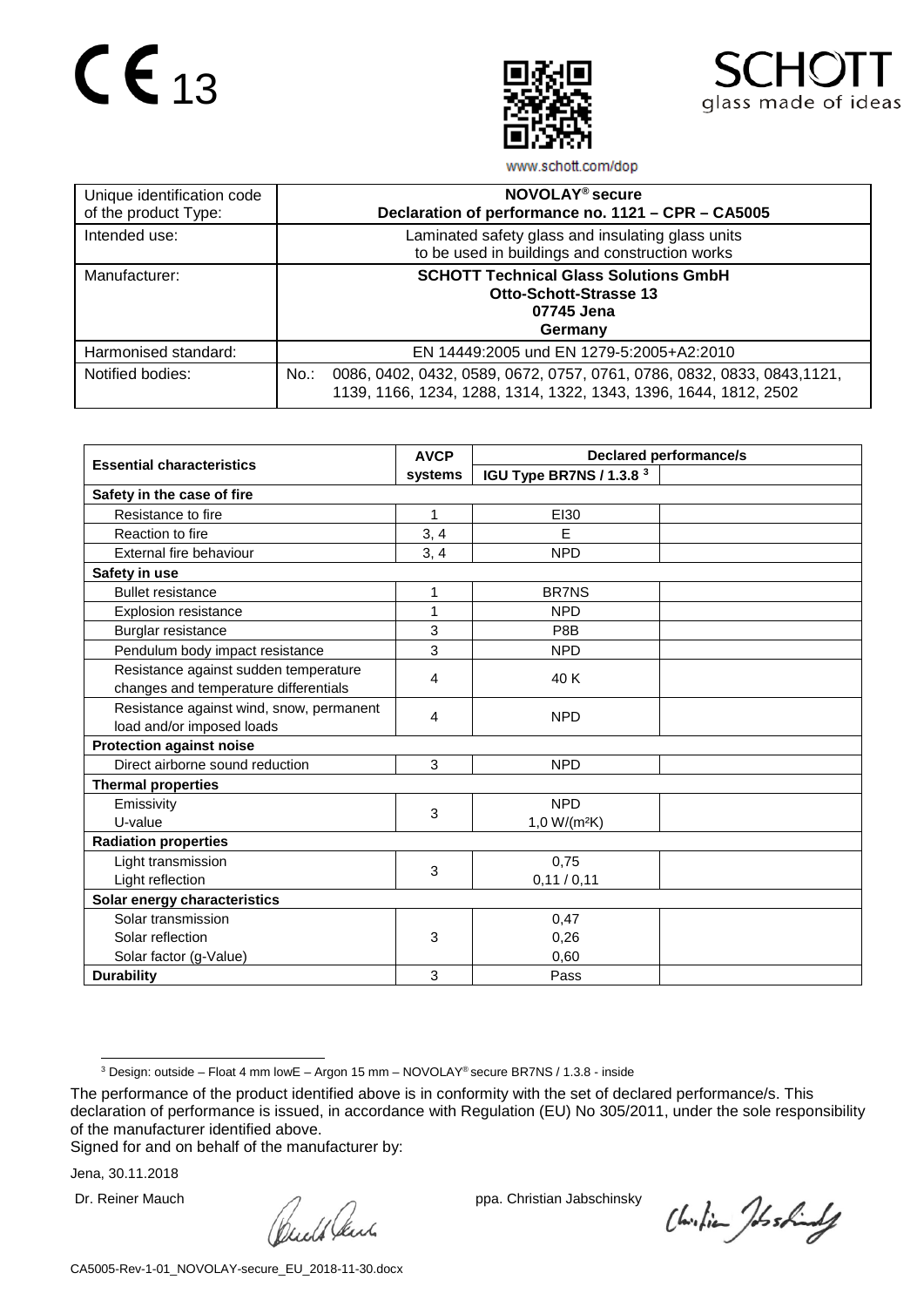CE 13

www.schott.com/dop

SCHOTT glass made of ideas

| Unique identification code of the product Type: | **NOVOLAY® secure** **Declaration of performance no. 1121 – CPR – CA5005** |
|---|---|
| Intended use: | Laminated safety glass and insulating glass units to be used in buildings and construction works |
| Manufacturer: | **SCHOTT Technical Glass Solutions GmbH** **Otto-Schott-Strasse 13** **07745 Jena** **Germany** |
| Harmonised standard: | EN 14449:2005 und EN 1279-5:2005+A2:2010 |
| Notified bodies: | No.: 0086, 0402, 0432, 0589, 0672, 0757, 0761, 0786, 0832, 0833, 0843,1121, 1139, 1166, 1234, 1288, 1314, 1322, 1343, 1396, 1644, 1812, 2502 |

| **Essential characteristics** | **AVCP systems** | **Declared performance/s** | |
|---|---|---|---|
| | | **IGU Type BR7NS / 1.3.8 [3]** | |
| **Safety in the case of fire** | | | |
| Resistance to fire | 1 | EI30 | |
| Reaction to fire | 3, 4 | E | |
| External fire behaviour | 3, 4 | NPD | |
| **Safety in use** | | | |
| Bullet resistance | 1 | BR7NS | |
| Explosion resistance | 1 | NPD | |
| Burglar resistance | 3 | P8B | |
| Pendulum body impact resistance | 3 | NPD | |
| Resistance against sudden temperature changes and temperature differentials | 4 | 40 K | |
| Resistance against wind, snow, permanent load and/or imposed loads | 4 | NPD | |
| **Protection against noise** | | | |
| Direct airborne sound reduction | 3 | NPD | |
| **Thermal properties** | | | |
| Emissivity<br>U-value | 3 | NPD<br>1,0 W/(m²K) | |
| **Radiation properties** | | | |
| Light transmission<br>Light reflection | 3 | 0,75<br>0,11 / 0,11 | |
| **Solar energy characteristics** | | | |
| Solar transmission<br>Solar reflection<br>Solar factor (g-Value) | 3 | 0,47<br>0,26<br>0,60 | |
| **Durability** | 3 | Pass | |

[3] Design: outside – Float 4 mm lowE – Argon 15 mm – NOVOLAY® secure BR7NS / 1.3.8 - inside

The performance of the product identified above is in conformity with the set of declared performance/s. This declaration of performance is issued, in accordance with Regulation (EU) No 305/2011, under the sole responsibility of the manufacturer identified above.

Signed for and on behalf of the manufacturer by:

Jena, 30.11.2018

Dr. Reiner Mauch                                        ppa. Christian Jabschinsky

CA5005-Rev-1-01_NOVOLAY-secure_EU_2018-11-30.docx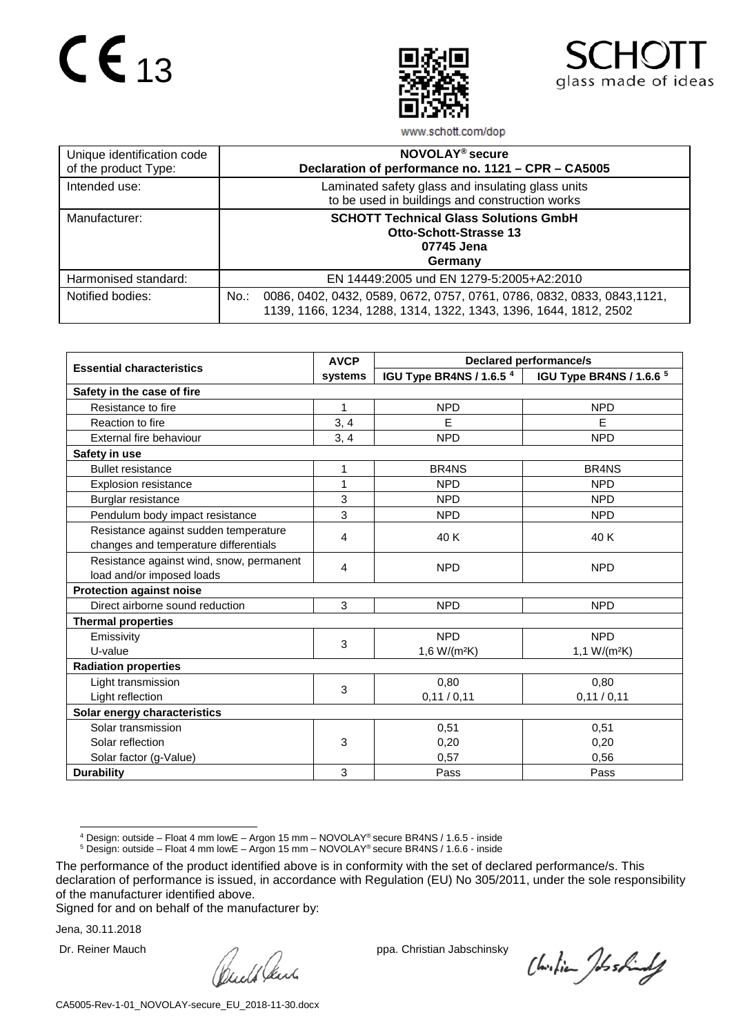CE 13

SCHOTT
glass made of ideas

www.schott.com/dop

| Unique identification code of the product Type: | **NOVOLAY® secure**<br>**Declaration of performance no. 1121 – CPR – CA5005** |
|---|---|
| Intended use: | Laminated safety glass and insulating glass units to be used in buildings and construction works |
| Manufacturer: | **SCHOTT Technical Glass Solutions GmbH**<br>**Otto-Schott-Strasse 13**<br>**07745 Jena**<br>**Germany** |
| Harmonised standard: | EN 14449:2005 und EN 1279-5:2005+A2:2010 |
| Notified bodies: | No.: 0086, 0402, 0432, 0589, 0672, 0757, 0761, 0786, 0832, 0833, 0843,1121, 1139, 1166, 1234, 1288, 1314, 1322, 1343, 1396, 1644, 1812, 2502 |

| Essential characteristics | AVCP systems | Declared performance/s | |
|---|---|---|---|
| | | IGU Type BR4NS / 1.6.5 [4] | IGU Type BR4NS / 1.6.6 [5] |
| **Safety in the case of fire** | | | |
| Resistance to fire | 1 | NPD | NPD |
| Reaction to fire | 3, 4 | E | E |
| External fire behaviour | 3, 4 | NPD | NPD |
| **Safety in use** | | | |
| Bullet resistance | 1 | BR4NS | BR4NS |
| Explosion resistance | 1 | NPD | NPD |
| Burglar resistance | 3 | NPD | NPD |
| Pendulum body impact resistance | 3 | NPD | NPD |
| Resistance against sudden temperature changes and temperature differentials | 4 | 40 K | 40 K |
| Resistance against wind, snow, permanent load and/or imposed loads | 4 | NPD | NPD |
| **Protection against noise** | | | |
| Direct airborne sound reduction | 3 | NPD | NPD |
| **Thermal properties** | | | |
| Emissivity<br>U-value | 3 | NPD<br>1,6 W/(m²K) | NPD<br>1,1 W/(m²K) |
| **Radiation properties** | | | |
| Light transmission<br>Light reflection | 3 | 0,80<br>0,11 / 0,11 | 0,80<br>0,11 / 0,11 |
| **Solar energy characteristics** | | | |
| Solar transmission<br>Solar reflection<br>Solar factor (g-Value) | 3 | 0,51<br>0,20<br>0,57 | 0,51<br>0,20<br>0,56 |
| **Durability** | 3 | Pass | Pass |

[4] Design: outside – Float 4 mm lowE – Argon 15 mm – NOVOLAY® secure BR4NS / 1.6.5 - inside

[5] Design: outside – Float 4 mm lowE – Argon 15 mm – NOVOLAY® secure BR4NS / 1.6.6 - inside

The performance of the product identified above is in conformity with the set of declared performance/s. This declaration of performance is issued, in accordance with Regulation (EU) No 305/2011, under the sole responsibility of the manufacturer identified above.

Signed for and on behalf of the manufacturer by:

Jena, 30.11.2018

Dr. Reiner Mauch ppa. Christian Jabschinsky

CA5005-Rev-1-01_NOVOLAY-secure_EU_2018-11-30.docx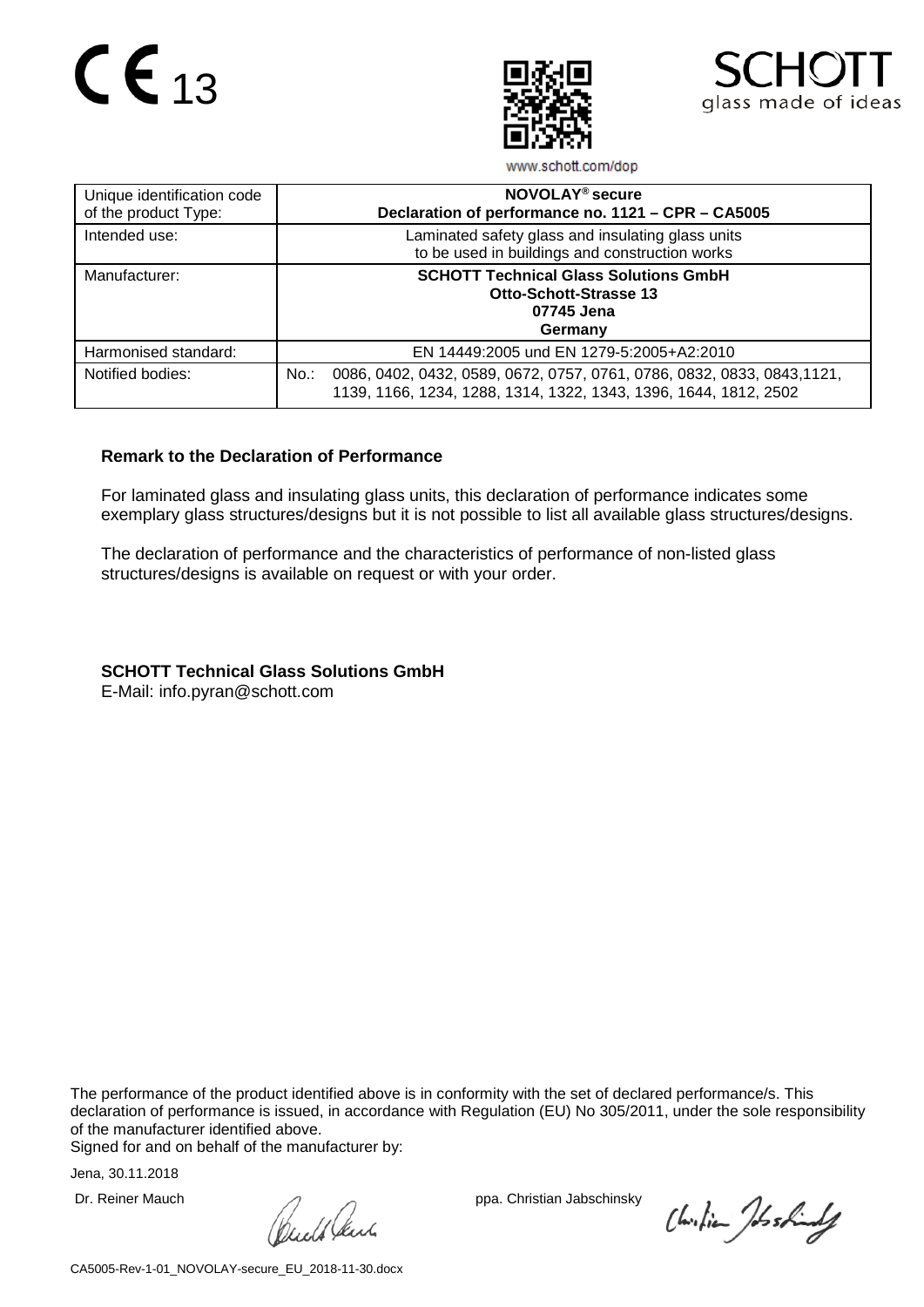CE 13

SCHOTT
glass made of ideas

www.schott.com/dop

| | |
|---|---|
| Unique identification code of the product Type: | **NOVOLAY® secure**<br>**Declaration of performance no. 1121 – CPR – CA5005** |
| Intended use: | Laminated safety glass and insulating glass units to be used in buildings and construction works |
| Manufacturer: | **SCHOTT Technical Glass Solutions GmbH**<br>**Otto-Schott-Strasse 13**<br>**07745 Jena**<br>**Germany** |
| Harmonised standard: | EN 14449:2005 und EN 1279-5:2005+A2:2010 |
| Notified bodies: | No.: 0086, 0402, 0432, 0589, 0672, 0757, 0761, 0786, 0832, 0833, 0843,1121, 1139, 1166, 1234, 1288, 1314, 1322, 1343, 1396, 1644, 1812, 2502 |

**Remark to the Declaration of Performance**

For laminated glass and insulating glass units, this declaration of performance indicates some exemplary glass structures/designs but it is not possible to list all available glass structures/designs.

The declaration of performance and the characteristics of performance of non-listed glass structures/designs is available on request or with your order.

**SCHOTT Technical Glass Solutions GmbH**
E-Mail: info.pyran@schott.com

The performance of the product identified above is in conformity with the set of declared performance/s. This declaration of performance is issued, in accordance with Regulation (EU) No 305/2011, under the sole responsibility of the manufacturer identified above.
Signed for and on behalf of the manufacturer by:

Jena, 30.11.2018

Dr. Reiner Mauch ppa. Christian Jabschinsky

CA5005-Rev-1-01_NOVOLAY-secure_EU_2018-11-30.docx